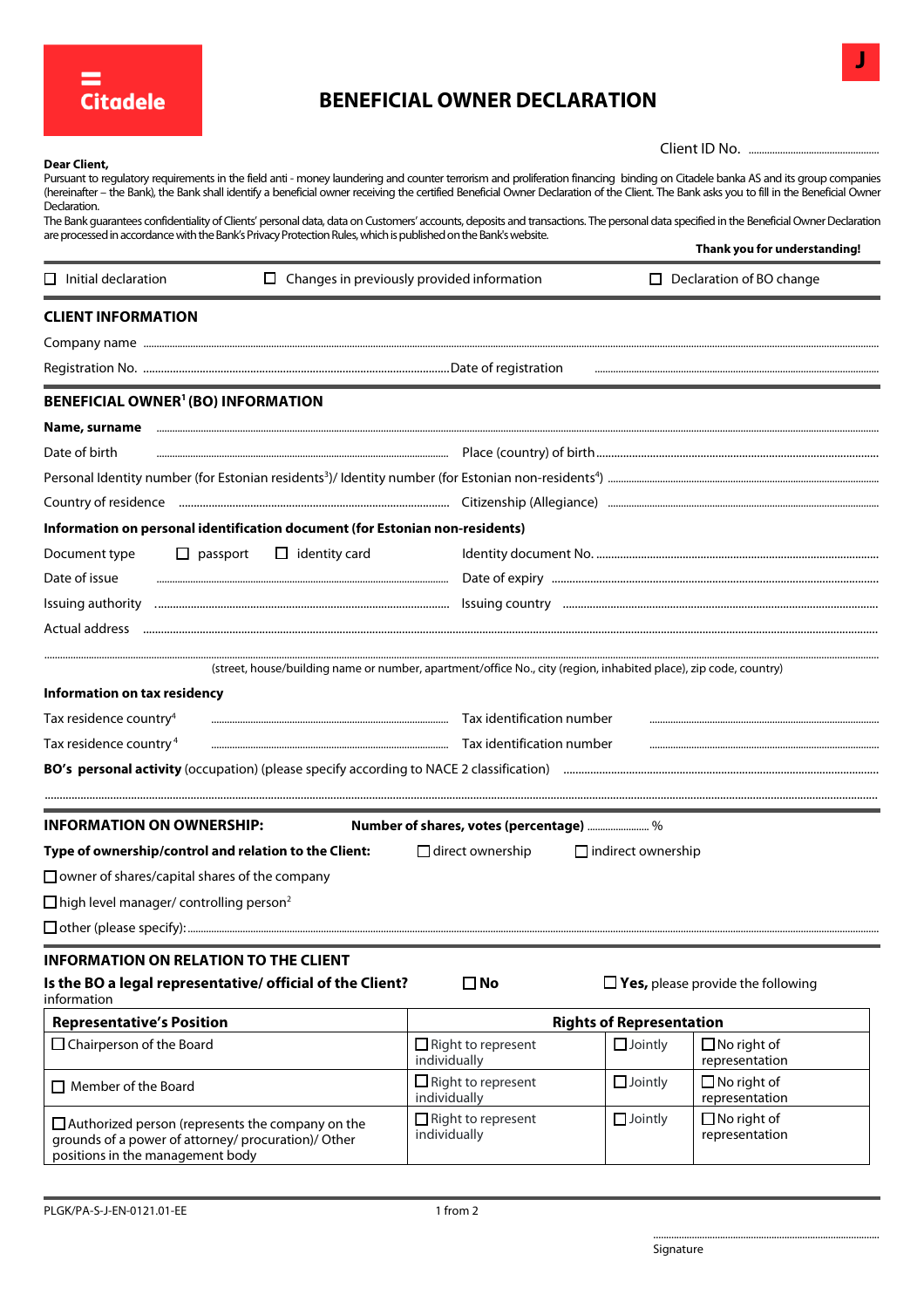Citadele

J

# BENEFICIAL OWNER DECLARATION

Client ID No. ..................................................

**Dear Client,**

Pursuant to regulatory requirements in the field anti - money laundering and counter terrorism and proliferation financing binding on Citadele banka AS and its group companies (hereinafter – the Bank), the Bank shall identify a beneficial owner receiving the certified Beneficial Owner Declaration of the Client. The Bank asks you to fill in the Beneficial Owner Declaration.

The Bank guarantees confidentiality of Clients' personal data, data on Customers' accounts, deposits and transactions. The personal data specified in the Beneficial Owner Declaration are processed in accordance with the Bank's Privacy Protection Rules, which is published on the Bank's website.

**Thank you for understanding!**

☐ Initial declaration ☐ Changes in previously provided information ☐ Declaration of BO change

## CLIENT INFORMATION

Company name ..................................................

Registration No. .................................................. Date of registration ..................................................

## BENEFICIAL OWNER[1] (BO) INFORMATION

**Name, surname** ..................................................

Date of birth .................................................. Place (country) of birth ..................................................

Personal Identity number (for Estonian residents[3])/ Identity number (for Estonian non-residents[4]) ..................................................

Country of residence .................................................. Citizenship (Allegiance) ..................................................

**Information on personal identification document (for Estonian non-residents)**

Document type ☐ passport ☐ identity card Identity document No. ..................................................

Date of issue .................................................. Date of expiry ..................................................

Issuing authority .................................................. Issuing country ..................................................

Actual address ..................................................

..................................................

(street, house/building name or number, apartment/office No., city (region, inhabited place), zip code, country)

**Information on tax residency**

Tax residence country[4] .................................................. Tax identification number ..................................................

Tax residence country[4] .................................................. Tax identification number ..................................................

**BO's personal activity** (occupation) (please specify according to NACE 2 classification) ..................................................

..................................................

## INFORMATION ON OWNERSHIP:

**Number of shares, votes (percentage)** ........................ %

**Type of ownership/control and relation to the Client:** ☐ direct ownership ☐ indirect ownership

☐ owner of shares/capital shares of the company

☐ high level manager/ controlling person[2]

☐ other (please specify): ..................................................

## INFORMATION ON RELATION TO THE CLIENT

**Is the BO a legal representative/ official of the Client?** ☐ **No** ☐ **Yes,** please provide the following information

| Representative's Position | Rights of Representation | | |
|---|---|---|---|
| ☐ Chairperson of the Board | ☐ Right to represent individually | ☐ Jointly | ☐ No right of representation |
| ☐ Member of the Board | ☐ Right to represent individually | ☐ Jointly | ☐ No right of representation |
| ☐ Authorized person (represents the company on the grounds of a power of attorney/ procuration)/ Other positions in the management body | ☐ Right to represent individually | ☐ Jointly | ☐ No right of representation |

PLGK/PA-S-J-EN-0121.01-EE

..................................................

Signature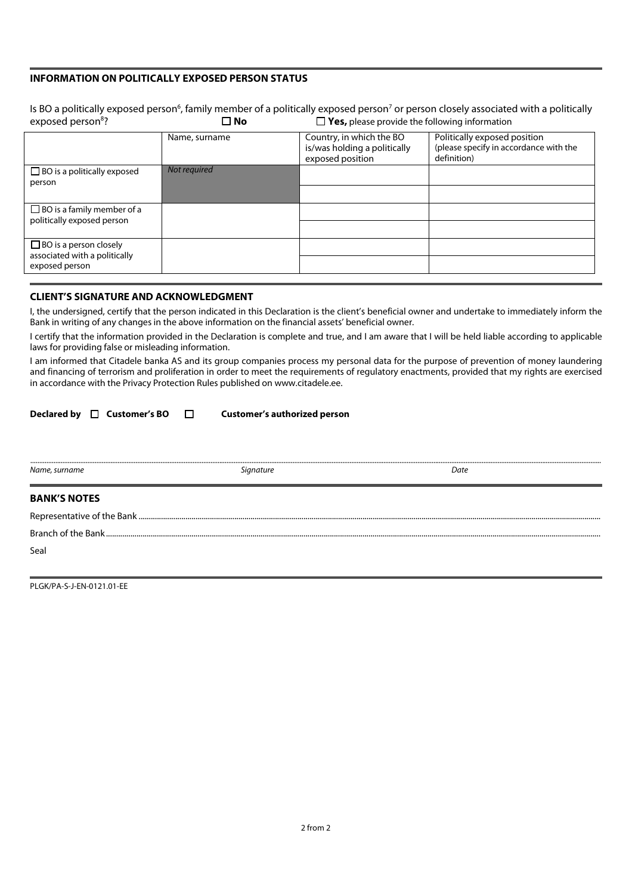## INFORMATION ON POLITICALLY EXPOSED PERSON STATUS

Is BO a politically exposed person[6], family member of a politically exposed person[7] or person closely associated with a politically exposed person[8]? ☐ **No** ☐ **Yes,** please provide the following information

| | Name, surname | Country, in which the BO is/was holding a politically exposed position | Politically exposed position (please specify in accordance with the definition) |
|---|---|---|---|
| ☐ BO is a politically exposed person | *Not required* | | |
| | | | |
| ☐ BO is a family member of a politically exposed person | | | |
| | | | |
| ☐ BO is a person closely associated with a politically exposed person | | | |
| | | | |

## CLIENT'S SIGNATURE AND ACKNOWLEDGMENT

I, the undersigned, certify that the person indicated in this Declaration is the client's beneficial owner and undertake to immediately inform the Bank in writing of any changes in the above information on the financial assets' beneficial owner.

I certify that the information provided in the Declaration is complete and true, and I am aware that I will be held liable according to applicable laws for providing false or misleading information.

I am informed that Citadele banka AS and its group companies process my personal data for the purpose of prevention of money laundering and financing of terrorism and proliferation in order to meet the requirements of regulatory enactments, provided that my rights are exercised in accordance with the Privacy Protection Rules published on www.citadele.ee.

**Declared by** ☐ **Customer's BO** ☐ **Customer's authorized person**

...................................................................................................................................................................

*Name, surname* *Signature* *Date*

## BANK'S NOTES

Representative of the Bank ...................................................................................................................

Branch of the Bank ...................................................................................................................

Seal

PLGK/PA-S-J-EN-0121.01-EE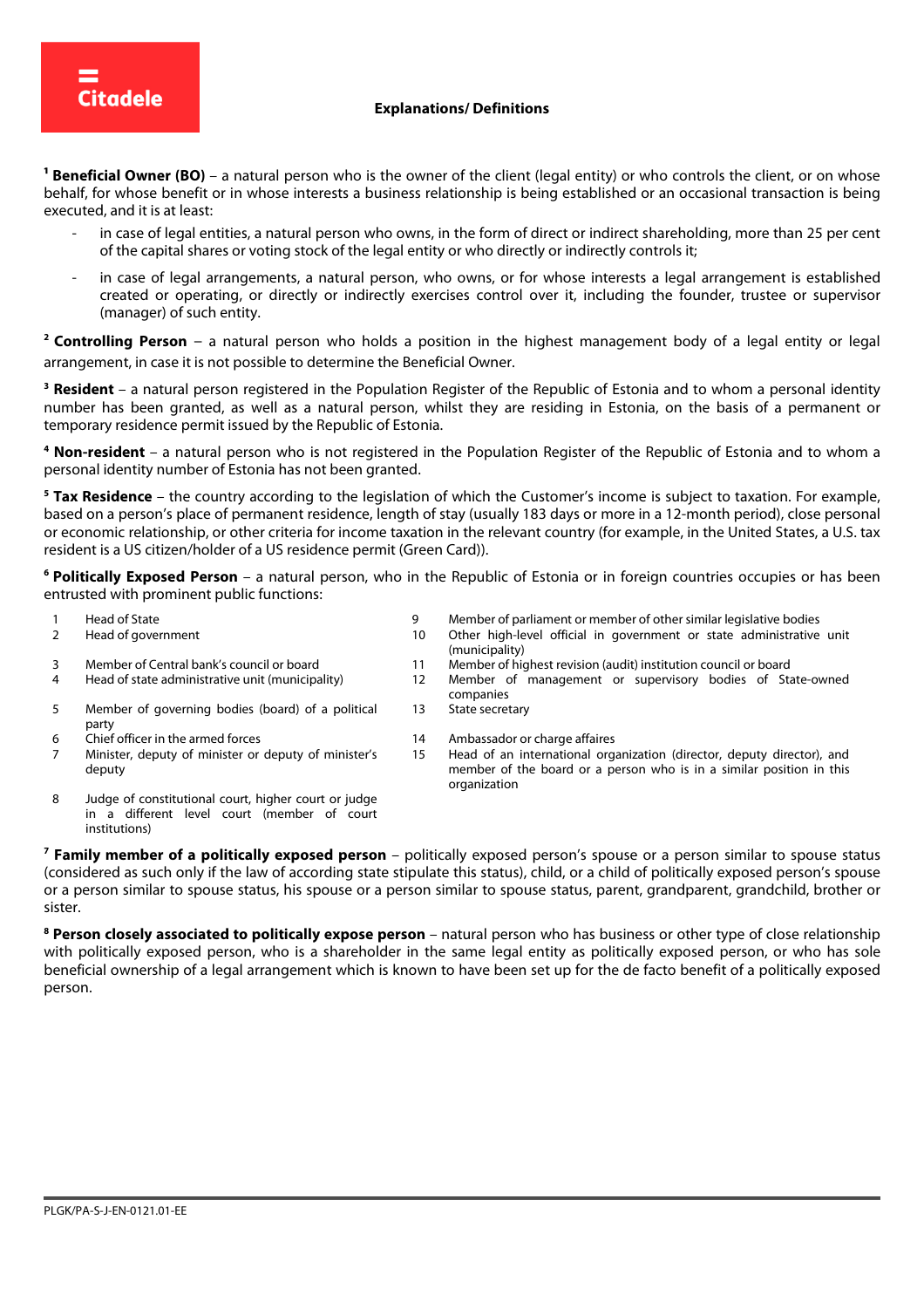Citadele

**Explanations/ Definitions**

[1] **Beneficial Owner (BO)** – a natural person who is the owner of the client (legal entity) or who controls the client, or on whose behalf, for whose benefit or in whose interests a business relationship is being established or an occasional transaction is being executed, and it is at least:

- in case of legal entities, a natural person who owns, in the form of direct or indirect shareholding, more than 25 per cent of the capital shares or voting stock of the legal entity or who directly or indirectly controls it;
- in case of legal arrangements, a natural person, who owns, or for whose interests a legal arrangement is established created or operating, or directly or indirectly exercises control over it, including the founder, trustee or supervisor (manager) of such entity.

[2] **Controlling Person** – a natural person who holds a position in the highest management body of a legal entity or legal arrangement, in case it is not possible to determine the Beneficial Owner.

[3] **Resident** – a natural person registered in the Population Register of the Republic of Estonia and to whom a personal identity number has been granted, as well as a natural person, whilst they are residing in Estonia, on the basis of a permanent or temporary residence permit issued by the Republic of Estonia.

[4] **Non-resident** – a natural person who is not registered in the Population Register of the Republic of Estonia and to whom a personal identity number of Estonia has not been granted.

[5] **Tax Residence** – the country according to the legislation of which the Customer's income is subject to taxation. For example, based on a person's place of permanent residence, length of stay (usually 183 days or more in a 12-month period), close personal or economic relationship, or other criteria for income taxation in the relevant country (for example, in the United States, a U.S. tax resident is a US citizen/holder of a US residence permit (Green Card)).

[6] **Politically Exposed Person** – a natural person, who in the Republic of Estonia or in foreign countries occupies or has been entrusted with prominent public functions:

1. Head of State
2. Head of government
3. Member of Central bank's council or board
4. Head of state administrative unit (municipality)
5. Member of governing bodies (board) of a political party
6. Chief officer in the armed forces
7. Minister, deputy of minister or deputy of minister's deputy
8. Judge of constitutional court, higher court or judge in a different level court (member of court institutions)
9. Member of parliament or member of other similar legislative bodies
10. Other high-level official in government or state administrative unit (municipality)
11. Member of highest revision (audit) institution council or board
12. Member of management or supervisory bodies of State-owned companies
13. State secretary
14. Ambassador or charge affaires
15. Head of an international organization (director, deputy director), and member of the board or a person who is in a similar position in this organization

[7] **Family member of a politically exposed person** – politically exposed person's spouse or a person similar to spouse status (considered as such only if the law of according state stipulate this status), child, or a child of politically exposed person's spouse or a person similar to spouse status, his spouse or a person similar to spouse status, parent, grandparent, grandchild, brother or sister.

[8] **Person closely associated to politically expose person** – natural person who has business or other type of close relationship with politically exposed person, who is a shareholder in the same legal entity as politically exposed person, or who has sole beneficial ownership of a legal arrangement which is known to have been set up for the de facto benefit of a politically exposed person.

PLGK/PA-S-J-EN-0121.01-EE